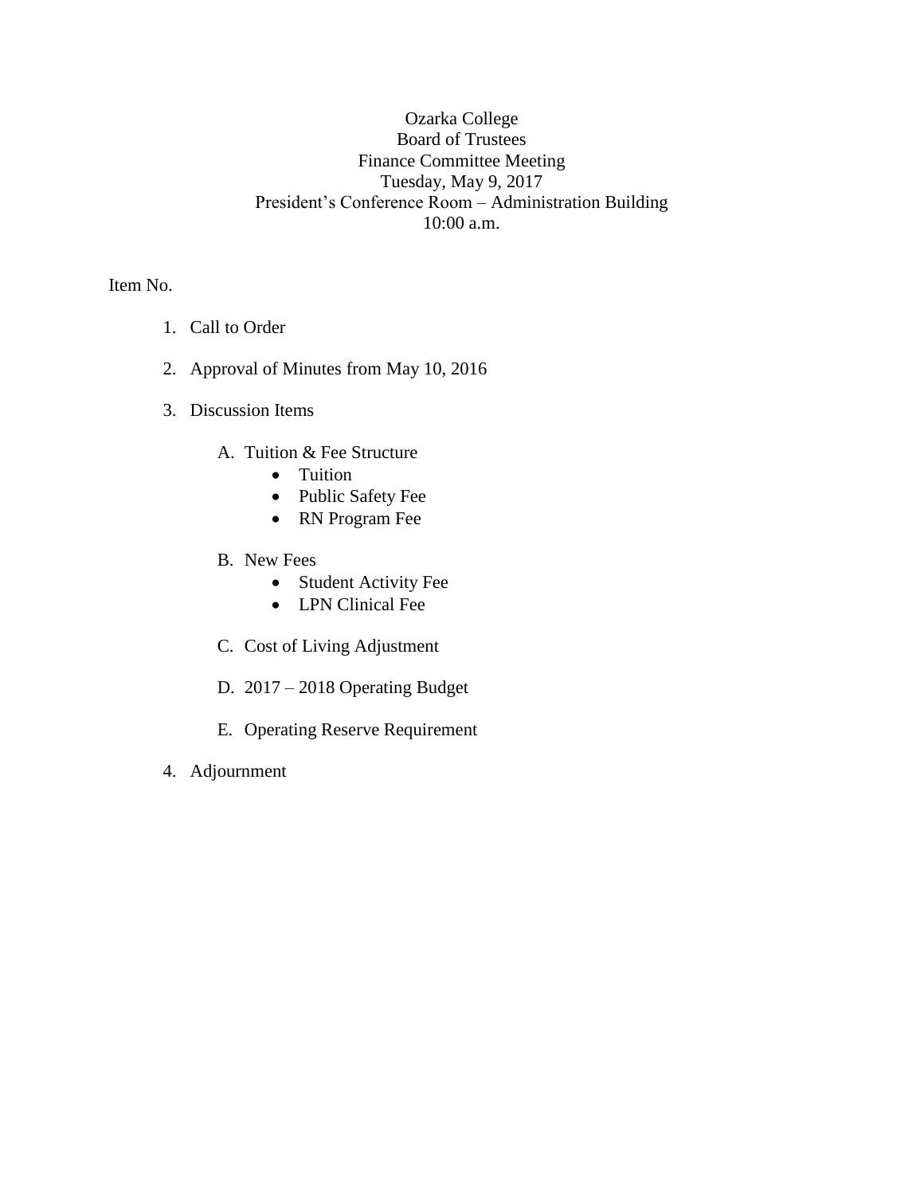# Ozarka College
## Board of Trustees
## Finance Committee Meeting
## Tuesday, May 9, 2017
## President's Conference Room – Administration Building
## 10:00 a.m.

Item No.

1. Call to Order

2. Approval of Minutes from May 10, 2016

3. Discussion Items

   A. Tuition & Fee Structure
      - Tuition
      - Public Safety Fee
      - RN Program Fee

   B. New Fees
      - Student Activity Fee
      - LPN Clinical Fee

   C. Cost of Living Adjustment

   D. 2017 – 2018 Operating Budget

   E. Operating Reserve Requirement

4. Adjournment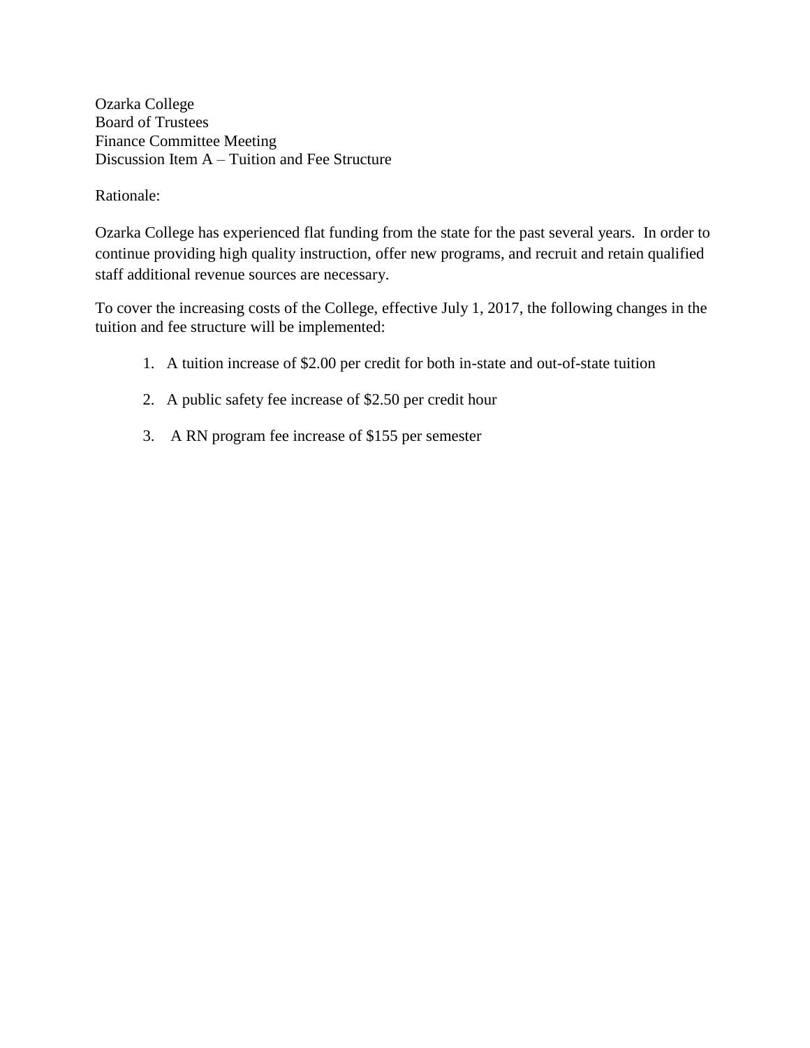Ozarka College
Board of Trustees
Finance Committee Meeting
Discussion Item A – Tuition and Fee Structure

Rationale:

Ozarka College has experienced flat funding from the state for the past several years. In order to continue providing high quality instruction, offer new programs, and recruit and retain qualified staff additional revenue sources are necessary.

To cover the increasing costs of the College, effective July 1, 2017, the following changes in the tuition and fee structure will be implemented:

1. A tuition increase of $2.00 per credit for both in-state and out-of-state tuition
2. A public safety fee increase of $2.50 per credit hour
3. A RN program fee increase of $155 per semester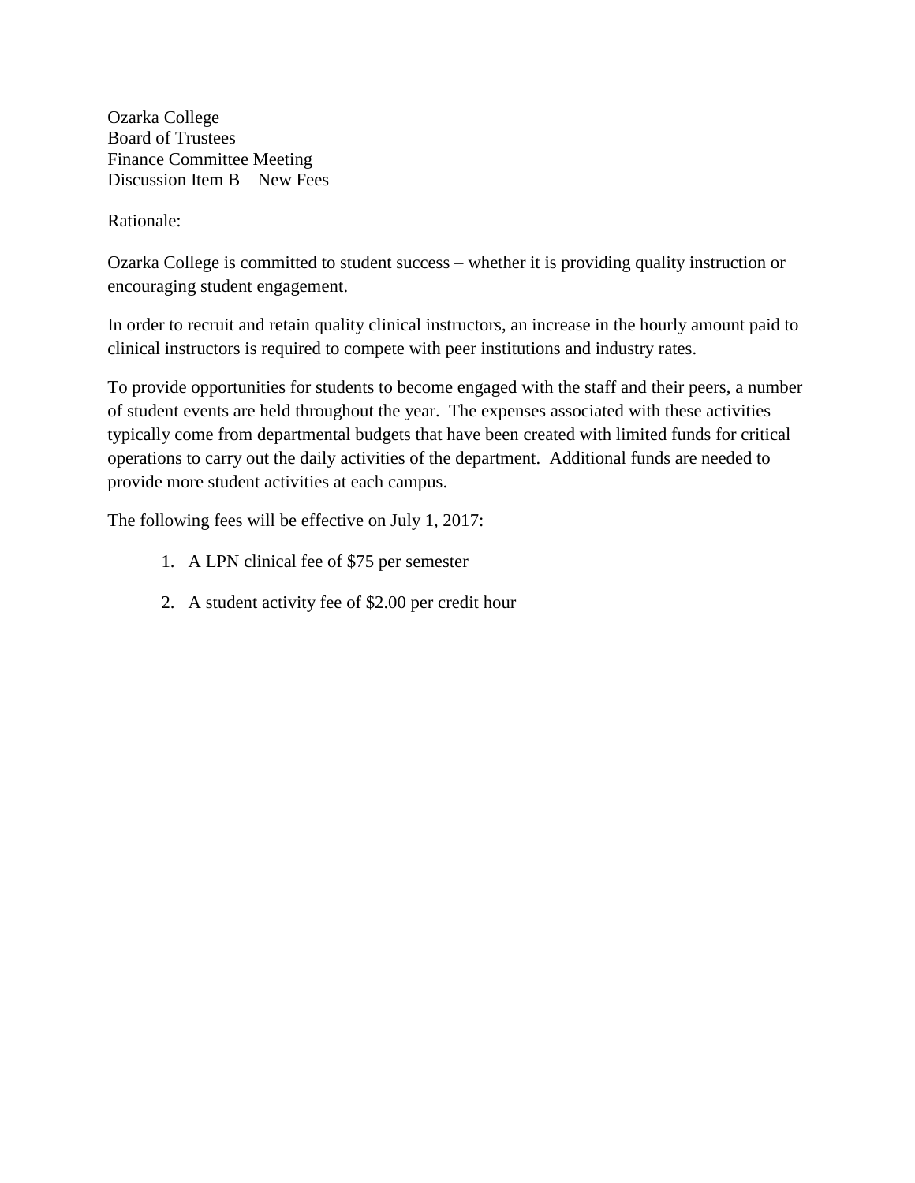Ozarka College
Board of Trustees
Finance Committee Meeting
Discussion Item B – New Fees

Rationale:

Ozarka College is committed to student success – whether it is providing quality instruction or encouraging student engagement.

In order to recruit and retain quality clinical instructors, an increase in the hourly amount paid to clinical instructors is required to compete with peer institutions and industry rates.

To provide opportunities for students to become engaged with the staff and their peers, a number of student events are held throughout the year. The expenses associated with these activities typically come from departmental budgets that have been created with limited funds for critical operations to carry out the daily activities of the department. Additional funds are needed to provide more student activities at each campus.

The following fees will be effective on July 1, 2017:

1. A LPN clinical fee of $75 per semester
2. A student activity fee of $2.00 per credit hour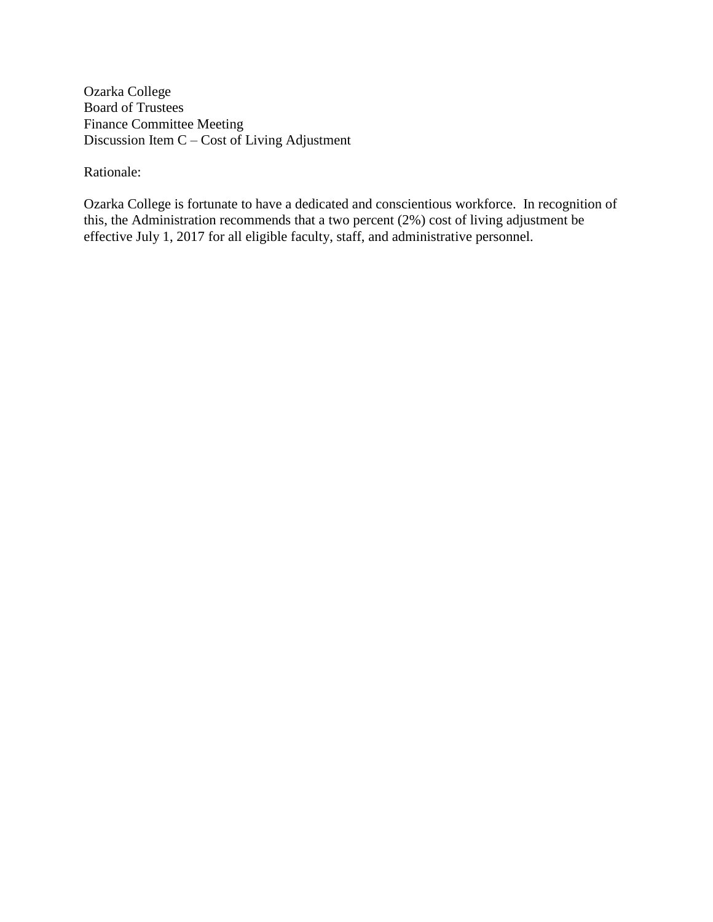Ozarka College
Board of Trustees
Finance Committee Meeting
Discussion Item C – Cost of Living Adjustment

Rationale:

Ozarka College is fortunate to have a dedicated and conscientious workforce. In recognition of this, the Administration recommends that a two percent (2%) cost of living adjustment be effective July 1, 2017 for all eligible faculty, staff, and administrative personnel.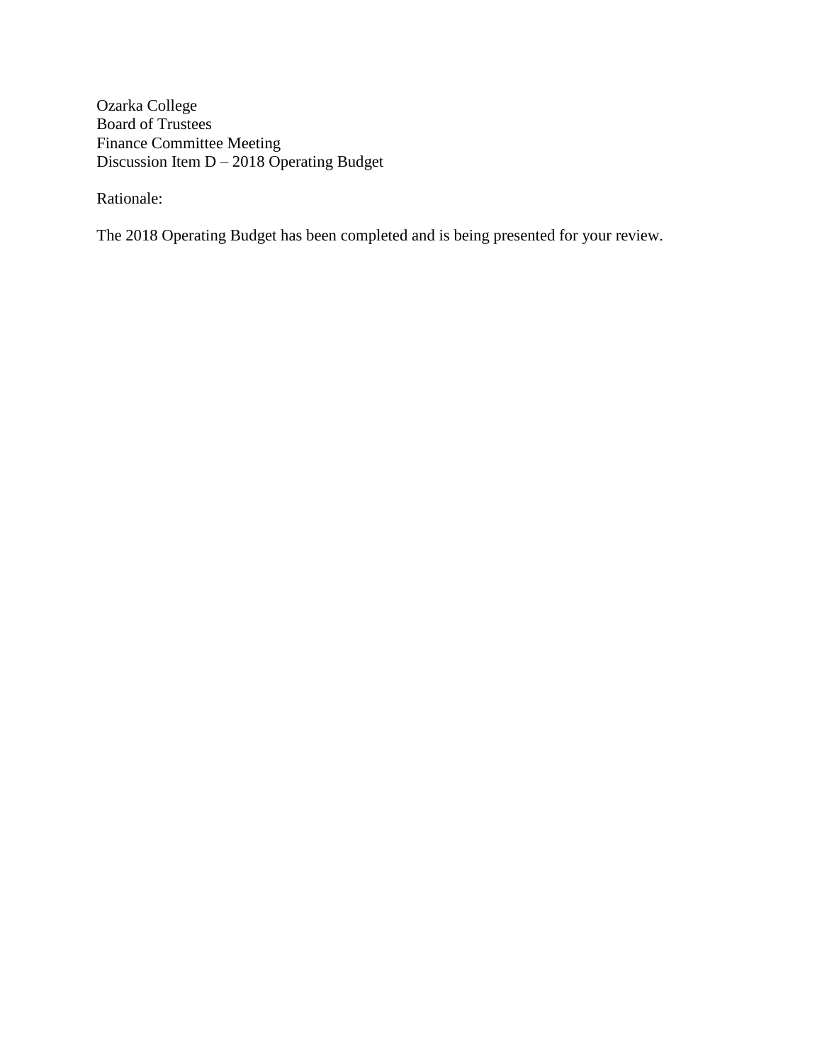Ozarka College
Board of Trustees
Finance Committee Meeting
Discussion Item D – 2018 Operating Budget

Rationale:

The 2018 Operating Budget has been completed and is being presented for your review.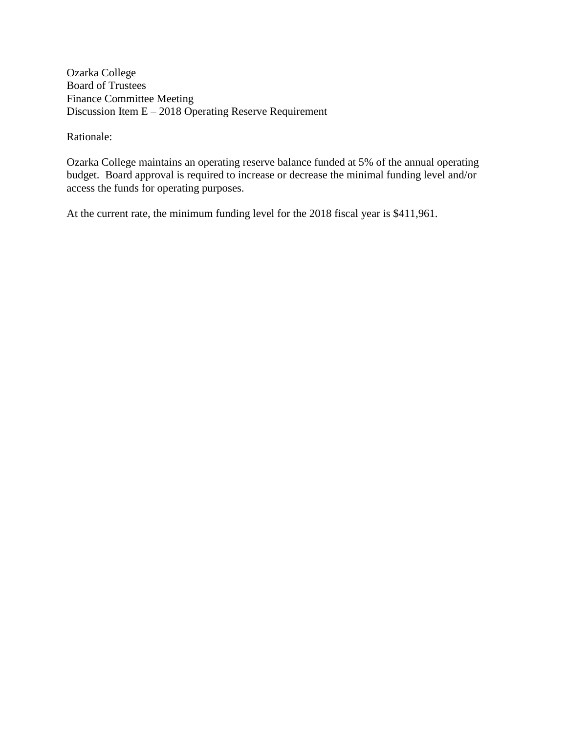Ozarka College
Board of Trustees
Finance Committee Meeting
Discussion Item E – 2018 Operating Reserve Requirement

Rationale:

Ozarka College maintains an operating reserve balance funded at 5% of the annual operating budget. Board approval is required to increase or decrease the minimal funding level and/or access the funds for operating purposes.

At the current rate, the minimum funding level for the 2018 fiscal year is $411,961.